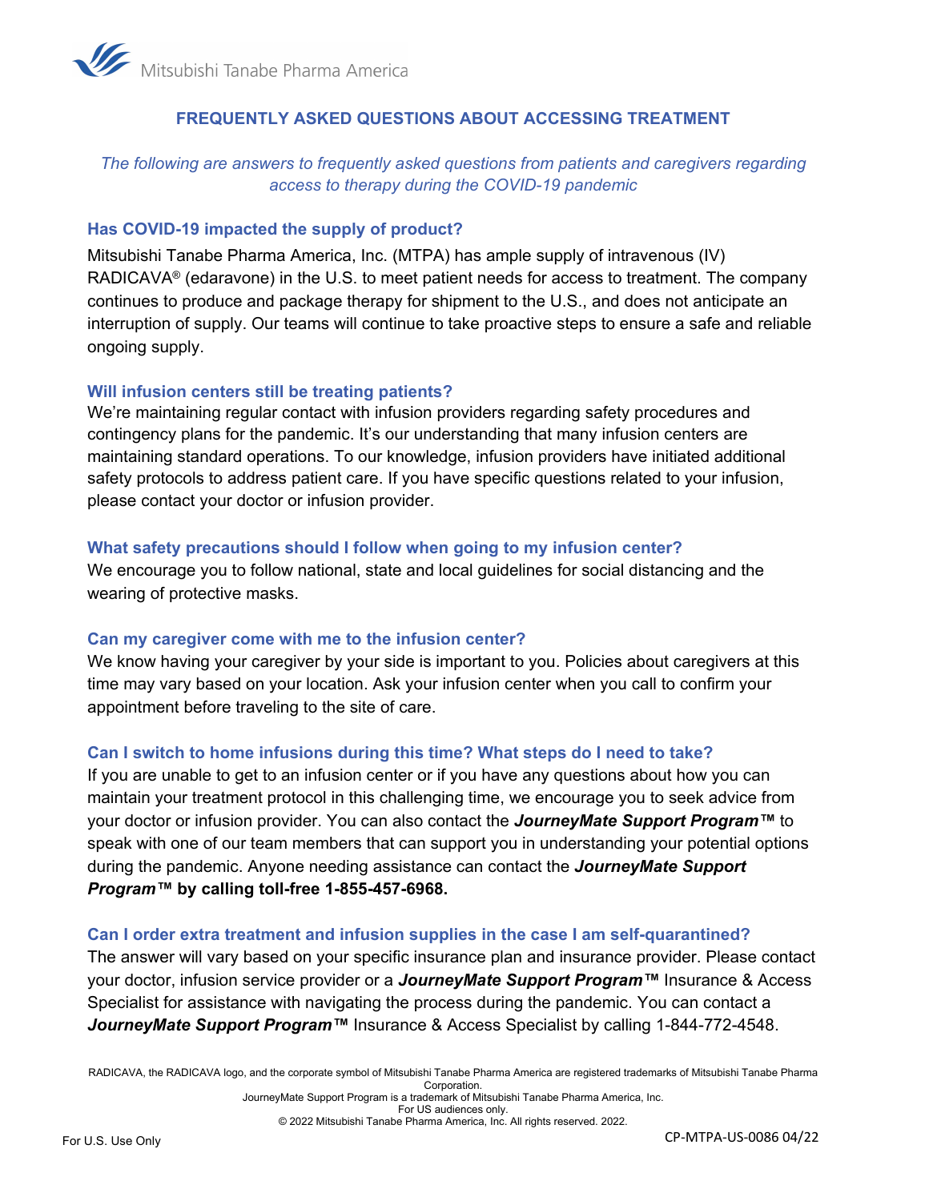Mitsubishi Tanabe Pharma America

# FREQUENTLY ASKED QUESTIONS ABOUT ACCESSING TREATMENT

*The following are answers to frequently asked questions from patients and caregivers regarding access to therapy during the COVID-19 pandemic*

## Has COVID-19 impacted the supply of product?

Mitsubishi Tanabe Pharma America, Inc. (MTPA) has ample supply of intravenous (IV) RADICAVA® (edaravone) in the U.S. to meet patient needs for access to treatment. The company continues to produce and package therapy for shipment to the U.S., and does not anticipate an interruption of supply. Our teams will continue to take proactive steps to ensure a safe and reliable ongoing supply.

## Will infusion centers still be treating patients?

We're maintaining regular contact with infusion providers regarding safety procedures and contingency plans for the pandemic. It's our understanding that many infusion centers are maintaining standard operations. To our knowledge, infusion providers have initiated additional safety protocols to address patient care. If you have specific questions related to your infusion, please contact your doctor or infusion provider.

## What safety precautions should I follow when going to my infusion center?

We encourage you to follow national, state and local guidelines for social distancing and the wearing of protective masks.

## Can my caregiver come with me to the infusion center?

We know having your caregiver by your side is important to you. Policies about caregivers at this time may vary based on your location. Ask your infusion center when you call to confirm your appointment before traveling to the site of care.

## Can I switch to home infusions during this time? What steps do I need to take?

If you are unable to get to an infusion center or if you have any questions about how you can maintain your treatment protocol in this challenging time, we encourage you to seek advice from your doctor or infusion provider. You can also contact the ***JourneyMate Support Program™*** to speak with one of our team members that can support you in understanding your potential options during the pandemic. Anyone needing assistance can contact the ***JourneyMate Support Program*™ by calling toll-free 1-855-457-6968.**

## Can I order extra treatment and infusion supplies in the case I am self-quarantined?

The answer will vary based on your specific insurance plan and insurance provider. Please contact your doctor, infusion service provider or a ***JourneyMate Support Program™*** Insurance & Access Specialist for assistance with navigating the process during the pandemic. You can contact a ***JourneyMate Support Program™*** Insurance & Access Specialist by calling 1-844-772-4548.

RADICAVA, the RADICAVA logo, and the corporate symbol of Mitsubishi Tanabe Pharma America are registered trademarks of Mitsubishi Tanabe Pharma Corporation.
JourneyMate Support Program is a trademark of Mitsubishi Tanabe Pharma America, Inc.
For US audiences only.
© 2022 Mitsubishi Tanabe Pharma America, Inc. All rights reserved. 2022.

For U.S. Use Only

CP-MTPA-US-0086 04/22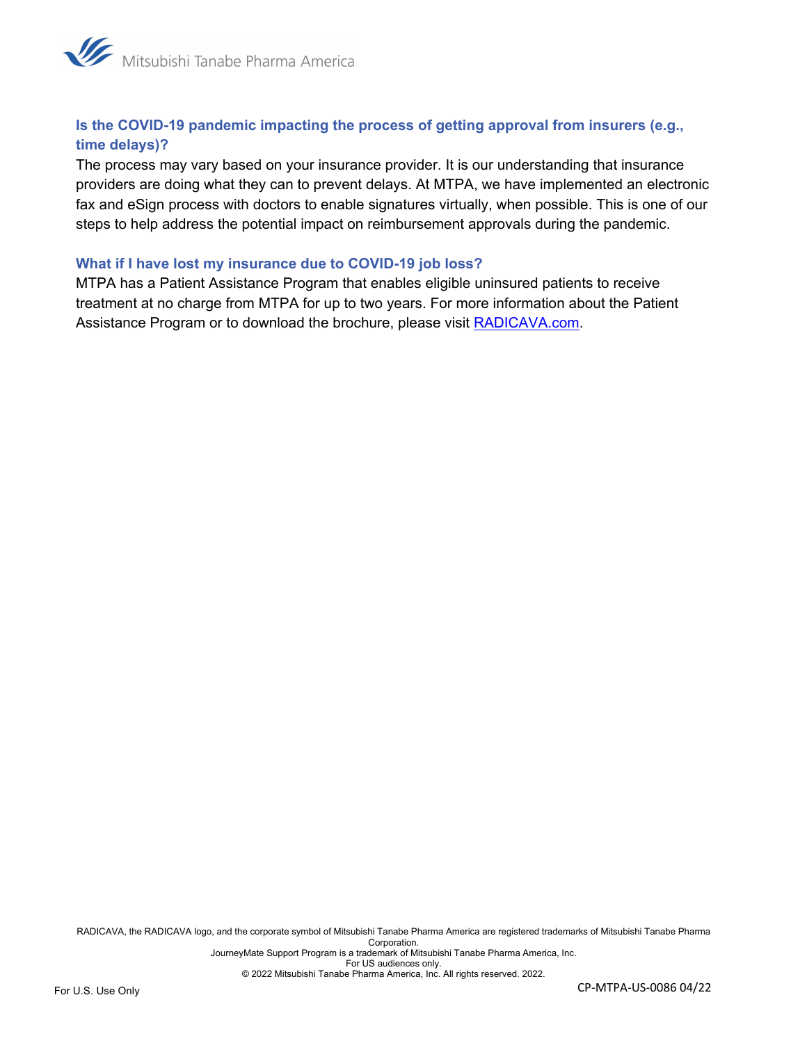**Is the COVID-19 pandemic impacting the process of getting approval from insurers (e.g., time delays)?**

The process may vary based on your insurance provider. It is our understanding that insurance providers are doing what they can to prevent delays. At MTPA, we have implemented an electronic fax and eSign process with doctors to enable signatures virtually, when possible. This is one of our steps to help address the potential impact on reimbursement approvals during the pandemic.

**What if I have lost my insurance due to COVID-19 job loss?**

MTPA has a Patient Assistance Program that enables eligible uninsured patients to receive treatment at no charge from MTPA for up to two years. For more information about the Patient Assistance Program or to download the brochure, please visit RADICAVA.com.

RADICAVA, the RADICAVA logo, and the corporate symbol of Mitsubishi Tanabe Pharma America are registered trademarks of Mitsubishi Tanabe Pharma Corporation.
JourneyMate Support Program is a trademark of Mitsubishi Tanabe Pharma America, Inc.
For US audiences only.
© 2022 Mitsubishi Tanabe Pharma America, Inc. All rights reserved. 2022.

For U.S. Use Only

CP-MTPA-US-0086 04/22